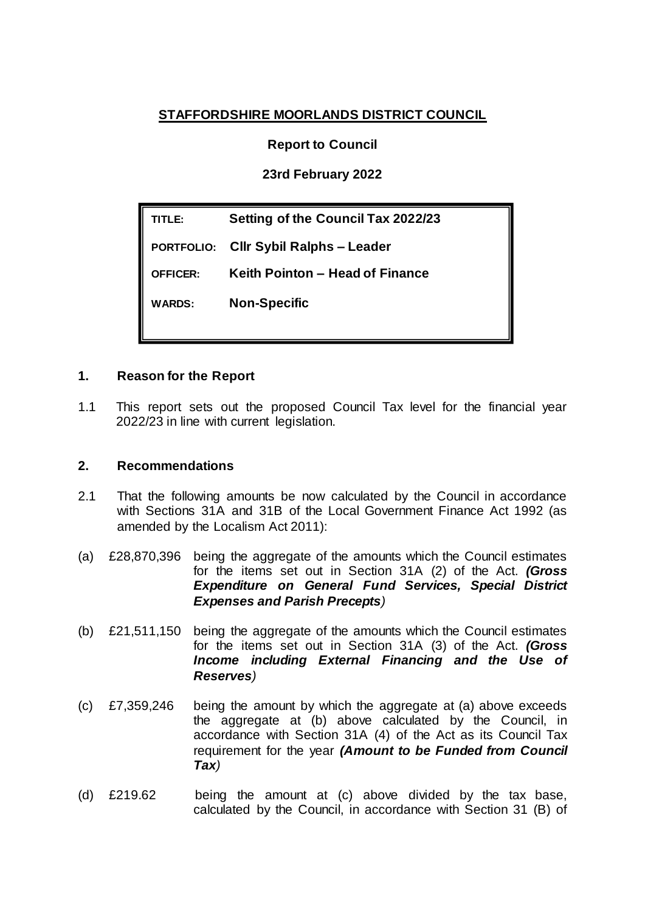**STAFFORDSHIRE MOORLANDS DISTRICT COUNCIL**

**Report to Council**

**23rd February 2022**

| | |
|---|---|
| **TITLE:** | **Setting of the Council Tax 2022/23** |
| **PORTFOLIO:** | **Cllr Sybil Ralphs – Leader** |
| **OFFICER:** | **Keith Pointon – Head of Finance** |
| **WARDS:** | **Non-Specific** |

## 1. Reason for the Report

1.1 This report sets out the proposed Council Tax level for the financial year 2022/23 in line with current legislation.

## 2. Recommendations

2.1 That the following amounts be now calculated by the Council in accordance with Sections 31A and 31B of the Local Government Finance Act 1992 (as amended by the Localism Act 2011):

(a) £28,870,396 being the aggregate of the amounts which the Council estimates for the items set out in Section 31A (2) of the Act. ***(Gross Expenditure on General Fund Services, Special District Expenses and Parish Precepts)***

(b) £21,511,150 being the aggregate of the amounts which the Council estimates for the items set out in Section 31A (3) of the Act. ***(Gross Income including External Financing and the Use of Reserves)***

(c) £7,359,246 being the amount by which the aggregate at (a) above exceeds the aggregate at (b) above calculated by the Council, in accordance with Section 31A (4) of the Act as its Council Tax requirement for the year ***(Amount to be Funded from Council Tax)***

(d) £219.62 being the amount at (c) above divided by the tax base, calculated by the Council, in accordance with Section 31 (B) of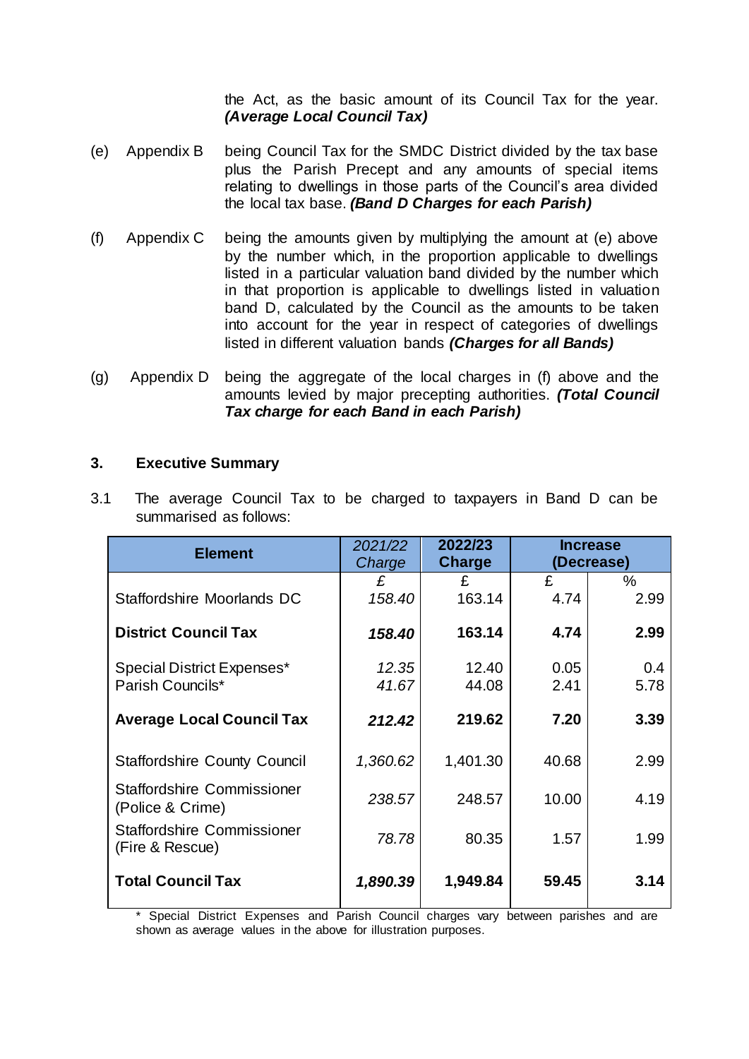the Act, as the basic amount of its Council Tax for the year. ***(Average Local Council Tax)***

(e) Appendix B being Council Tax for the SMDC District divided by the tax base plus the Parish Precept and any amounts of special items relating to dwellings in those parts of the Council's area divided the local tax base. ***(Band D Charges for each Parish)***

(f) Appendix C being the amounts given by multiplying the amount at (e) above by the number which, in the proportion applicable to dwellings listed in a particular valuation band divided by the number which in that proportion is applicable to dwellings listed in valuation band D, calculated by the Council as the amounts to be taken into account for the year in respect of categories of dwellings listed in different valuation bands ***(Charges for all Bands)***

(g) Appendix D being the aggregate of the local charges in (f) above and the amounts levied by major precepting authorities. ***(Total Council Tax charge for each Band in each Parish)***

## 3. Executive Summary

3.1 The average Council Tax to be charged to taxpayers in Band D can be summarised as follows:

| Element | *2021/22 Charge* | **2022/23 Charge** | **Increase (Decrease)** | |
|---|---|---|---|---|
| | *£* | £ | £ | % |
| Staffordshire Moorlands DC | *158.40* | 163.14 | 4.74 | 2.99 |
| **District Council Tax** | ***158.40*** | **163.14** | **4.74** | **2.99** |
| Special District Expenses* | *12.35* | 12.40 | 0.05 | 0.4 |
| Parish Councils* | *41.67* | 44.08 | 2.41 | 5.78 |
| **Average Local Council Tax** | ***212.42*** | **219.62** | **7.20** | **3.39** |
| Staffordshire County Council | *1,360.62* | 1,401.30 | 40.68 | 2.99 |
| Staffordshire Commissioner (Police & Crime) | *238.57* | 248.57 | 10.00 | 4.19 |
| Staffordshire Commissioner (Fire & Rescue) | *78.78* | 80.35 | 1.57 | 1.99 |
| **Total Council Tax** | ***1,890.39*** | **1,949.84** | **59.45** | **3.14** |

\* Special District Expenses and Parish Council charges vary between parishes and are shown as average values in the above for illustration purposes.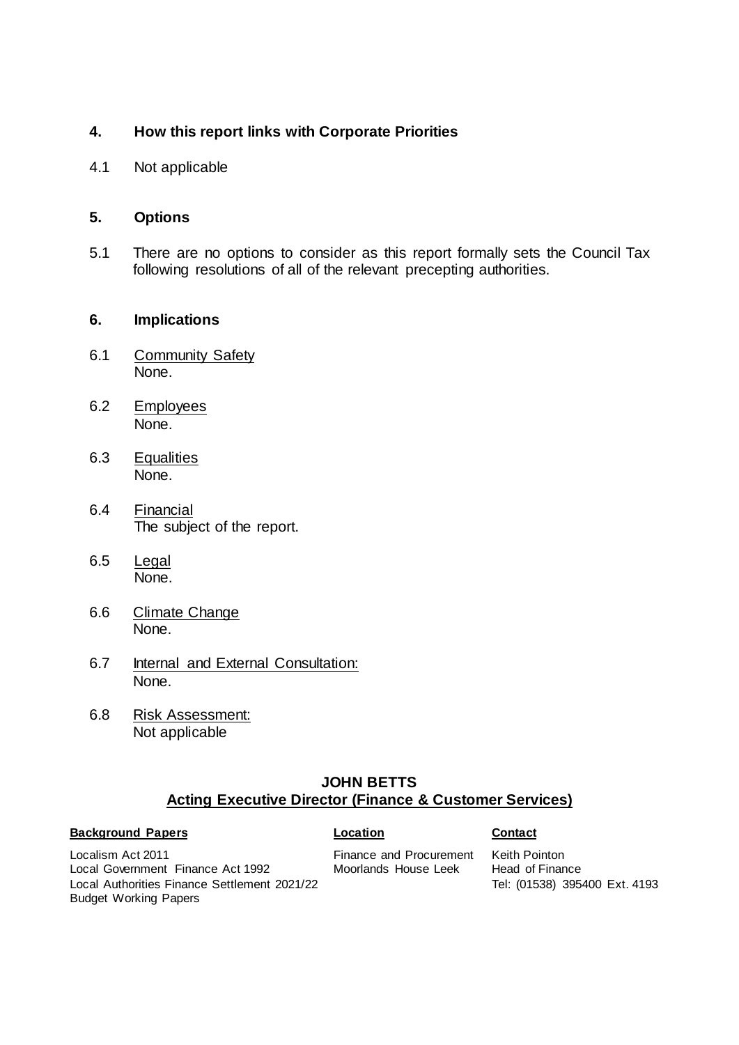## 4. How this report links with Corporate Priorities

4.1 Not applicable

## 5. Options

5.1 There are no options to consider as this report formally sets the Council Tax following resolutions of all of the relevant precepting authorities.

## 6. Implications

6.1 Community Safety
None.

6.2 Employees
None.

6.3 Equalities
None.

6.4 Financial
The subject of the report.

6.5 Legal
None.

6.6 Climate Change
None.

6.7 Internal and External Consultation:
None.

6.8 Risk Assessment:
Not applicable

**JOHN BETTS**
**Acting Executive Director (Finance & Customer Services)**

| **Background Papers** | **Location** | **Contact** |
| --- | --- | --- |
| Localism Act 2011 | Finance and Procurement | Keith Pointon |
| Local Government Finance Act 1992 | Moorlands House Leek | Head of Finance |
| Local Authorities Finance Settlement 2021/22 | | Tel: (01538) 395400 Ext. 4193 |
| Budget Working Papers | | |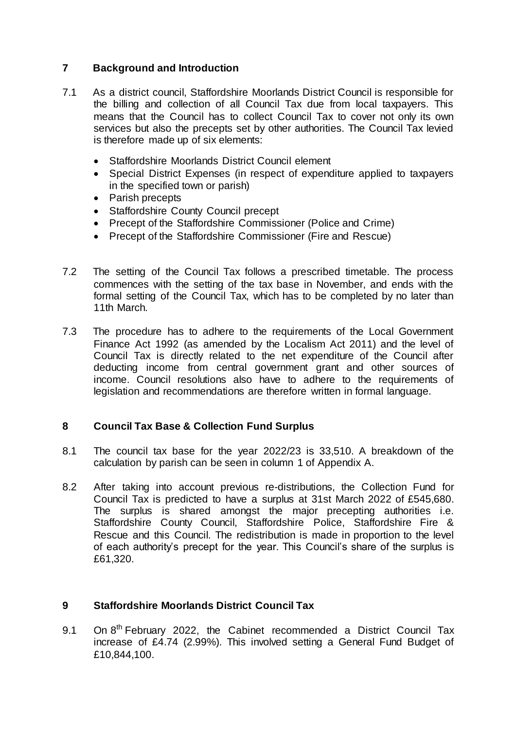## 7 Background and Introduction

7.1 As a district council, Staffordshire Moorlands District Council is responsible for the billing and collection of all Council Tax due from local taxpayers. This means that the Council has to collect Council Tax to cover not only its own services but also the precepts set by other authorities. The Council Tax levied is therefore made up of six elements:

- Staffordshire Moorlands District Council element
- Special District Expenses (in respect of expenditure applied to taxpayers in the specified town or parish)
- Parish precepts
- Staffordshire County Council precept
- Precept of the Staffordshire Commissioner (Police and Crime)
- Precept of the Staffordshire Commissioner (Fire and Rescue)

7.2 The setting of the Council Tax follows a prescribed timetable. The process commences with the setting of the tax base in November, and ends with the formal setting of the Council Tax, which has to be completed by no later than 11th March.

7.3 The procedure has to adhere to the requirements of the Local Government Finance Act 1992 (as amended by the Localism Act 2011) and the level of Council Tax is directly related to the net expenditure of the Council after deducting income from central government grant and other sources of income. Council resolutions also have to adhere to the requirements of legislation and recommendations are therefore written in formal language.

## 8 Council Tax Base & Collection Fund Surplus

8.1 The council tax base for the year 2022/23 is 33,510. A breakdown of the calculation by parish can be seen in column 1 of Appendix A.

8.2 After taking into account previous re-distributions, the Collection Fund for Council Tax is predicted to have a surplus at 31st March 2022 of £545,680. The surplus is shared amongst the major precepting authorities i.e. Staffordshire County Council, Staffordshire Police, Staffordshire Fire & Rescue and this Council. The redistribution is made in proportion to the level of each authority's precept for the year. This Council's share of the surplus is £61,320.

## 9 Staffordshire Moorlands District Council Tax

9.1 On 8th February 2022, the Cabinet recommended a District Council Tax increase of £4.74 (2.99%). This involved setting a General Fund Budget of £10,844,100.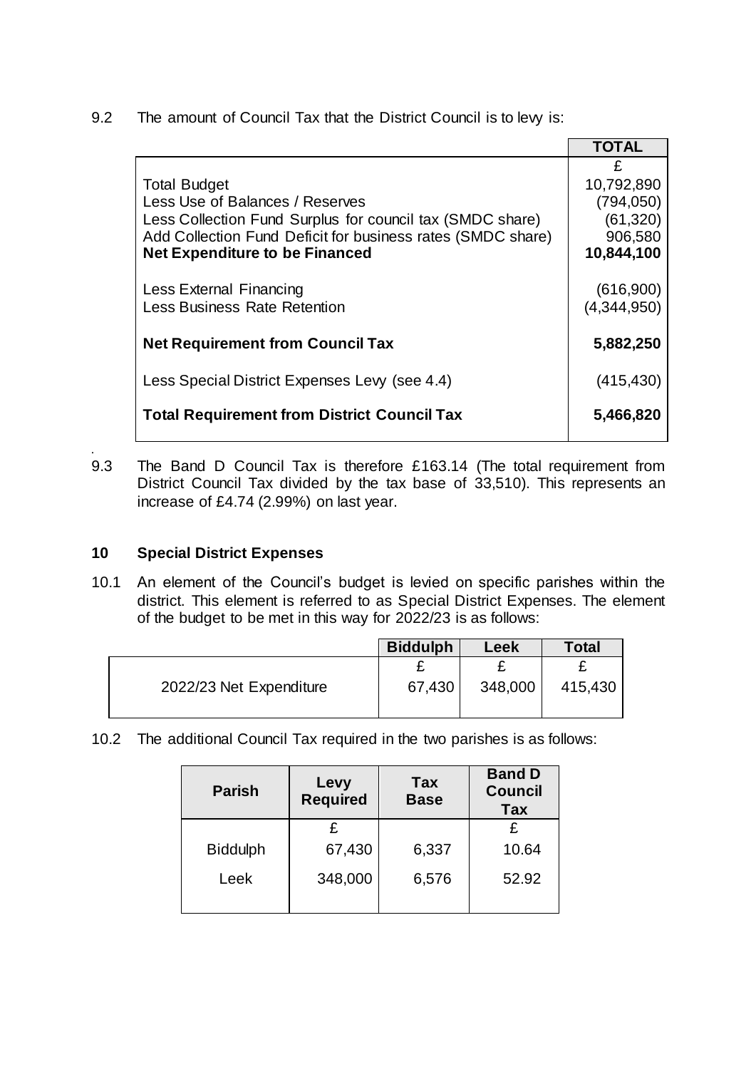9.2 The amount of Council Tax that the District Council is to levy is:

| | TOTAL |
|---|---|
| | £ |
| Total Budget | 10,792,890 |
| Less Use of Balances / Reserves | (794,050) |
| Less Collection Fund Surplus for council tax (SMDC share) | (61,320) |
| Add Collection Fund Deficit for business rates (SMDC share) | 906,580 |
| **Net Expenditure to be Financed** | **10,844,100** |
| Less External Financing | (616,900) |
| Less Business Rate Retention | (4,344,950) |
| **Net Requirement from Council Tax** | **5,882,250** |
| Less Special District Expenses Levy (see 4.4) | (415,430) |
| **Total Requirement from District Council Tax** | **5,466,820** |

9.3 The Band D Council Tax is therefore £163.14 (The total requirement from District Council Tax divided by the tax base of 33,510). This represents an increase of £4.74 (2.99%) on last year.

## 10 Special District Expenses

10.1 An element of the Council's budget is levied on specific parishes within the district. This element is referred to as Special District Expenses. The element of the budget to be met in this way for 2022/23 is as follows:

| | Biddulph | Leek | Total |
|---|---|---|---|
| | £ | £ | £ |
| 2022/23 Net Expenditure | 67,430 | 348,000 | 415,430 |

10.2 The additional Council Tax required in the two parishes is as follows:

| Parish | Levy Required | Tax Base | Band D Council Tax |
|---|---|---|---|
| | £ | | £ |
| Biddulph | 67,430 | 6,337 | 10.64 |
| Leek | 348,000 | 6,576 | 52.92 |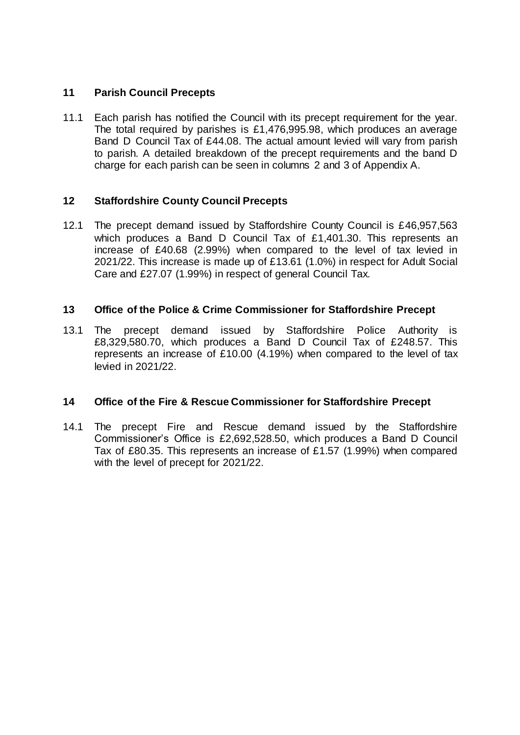## 11 Parish Council Precepts

11.1 Each parish has notified the Council with its precept requirement for the year. The total required by parishes is £1,476,995.98, which produces an average Band D Council Tax of £44.08. The actual amount levied will vary from parish to parish. A detailed breakdown of the precept requirements and the band D charge for each parish can be seen in columns 2 and 3 of Appendix A.

## 12 Staffordshire County Council Precepts

12.1 The precept demand issued by Staffordshire County Council is £46,957,563 which produces a Band D Council Tax of £1,401.30. This represents an increase of £40.68 (2.99%) when compared to the level of tax levied in 2021/22. This increase is made up of £13.61 (1.0%) in respect for Adult Social Care and £27.07 (1.99%) in respect of general Council Tax.

## 13 Office of the Police & Crime Commissioner for Staffordshire Precept

13.1 The precept demand issued by Staffordshire Police Authority is £8,329,580.70, which produces a Band D Council Tax of £248.57. This represents an increase of £10.00 (4.19%) when compared to the level of tax levied in 2021/22.

## 14 Office of the Fire & Rescue Commissioner for Staffordshire Precept

14.1 The precept Fire and Rescue demand issued by the Staffordshire Commissioner's Office is £2,692,528.50, which produces a Band D Council Tax of £80.35. This represents an increase of £1.57 (1.99%) when compared with the level of precept for 2021/22.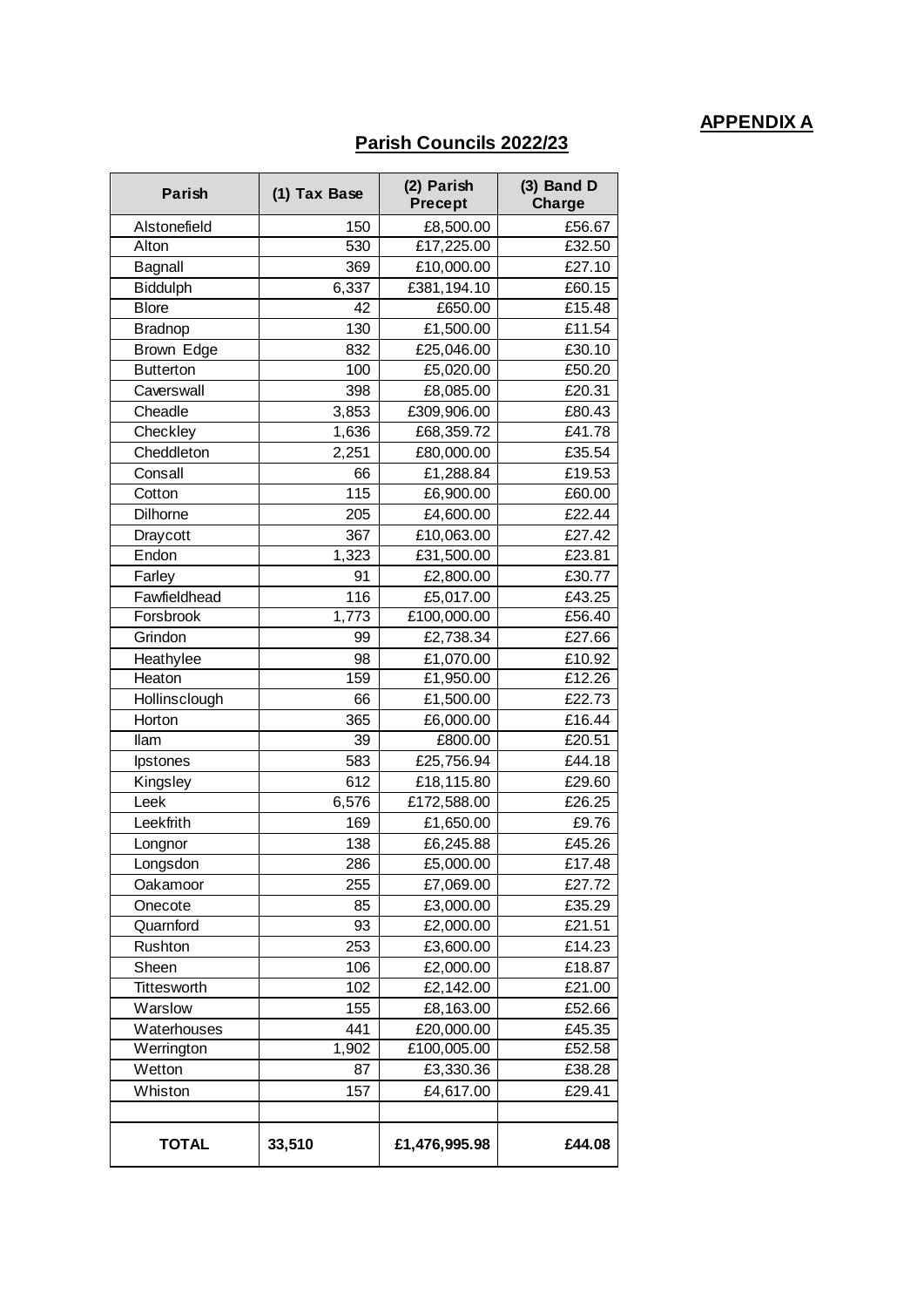**APPENDIX A**

## Parish Councils 2022/23

| Parish | (1) Tax Base | (2) Parish Precept | (3) Band D Charge |
|---|---|---|---|
| Alstonefield | 150 | £8,500.00 | £56.67 |
| Alton | 530 | £17,225.00 | £32.50 |
| Bagnall | 369 | £10,000.00 | £27.10 |
| Biddulph | 6,337 | £381,194.10 | £60.15 |
| Blore | 42 | £650.00 | £15.48 |
| Bradnop | 130 | £1,500.00 | £11.54 |
| Brown Edge | 832 | £25,046.00 | £30.10 |
| Butterton | 100 | £5,020.00 | £50.20 |
| Caverswall | 398 | £8,085.00 | £20.31 |
| Cheadle | 3,853 | £309,906.00 | £80.43 |
| Checkley | 1,636 | £68,359.72 | £41.78 |
| Cheddleton | 2,251 | £80,000.00 | £35.54 |
| Consall | 66 | £1,288.84 | £19.53 |
| Cotton | 115 | £6,900.00 | £60.00 |
| Dilhorne | 205 | £4,600.00 | £22.44 |
| Draycott | 367 | £10,063.00 | £27.42 |
| Endon | 1,323 | £31,500.00 | £23.81 |
| Farley | 91 | £2,800.00 | £30.77 |
| Fawfieldhead | 116 | £5,017.00 | £43.25 |
| Forsbrook | 1,773 | £100,000.00 | £56.40 |
| Grindon | 99 | £2,738.34 | £27.66 |
| Heathylee | 98 | £1,070.00 | £10.92 |
| Heaton | 159 | £1,950.00 | £12.26 |
| Hollinsclough | 66 | £1,500.00 | £22.73 |
| Horton | 365 | £6,000.00 | £16.44 |
| Ilam | 39 | £800.00 | £20.51 |
| Ipstones | 583 | £25,756.94 | £44.18 |
| Kingsley | 612 | £18,115.80 | £29.60 |
| Leek | 6,576 | £172,588.00 | £26.25 |
| Leekfrith | 169 | £1,650.00 | £9.76 |
| Longnor | 138 | £6,245.88 | £45.26 |
| Longsdon | 286 | £5,000.00 | £17.48 |
| Oakamoor | 255 | £7,069.00 | £27.72 |
| Onecote | 85 | £3,000.00 | £35.29 |
| Quarnford | 93 | £2,000.00 | £21.51 |
| Rushton | 253 | £3,600.00 | £14.23 |
| Sheen | 106 | £2,000.00 | £18.87 |
| Tittesworth | 102 | £2,142.00 | £21.00 |
| Warslow | 155 | £8,163.00 | £52.66 |
| Waterhouses | 441 | £20,000.00 | £45.35 |
| Werrington | 1,902 | £100,005.00 | £52.58 |
| Wetton | 87 | £3,330.36 | £38.28 |
| Whiston | 157 | £4,617.00 | £29.41 |
| | | | |
| **TOTAL** | **33,510** | **£1,476,995.98** | **£44.08** |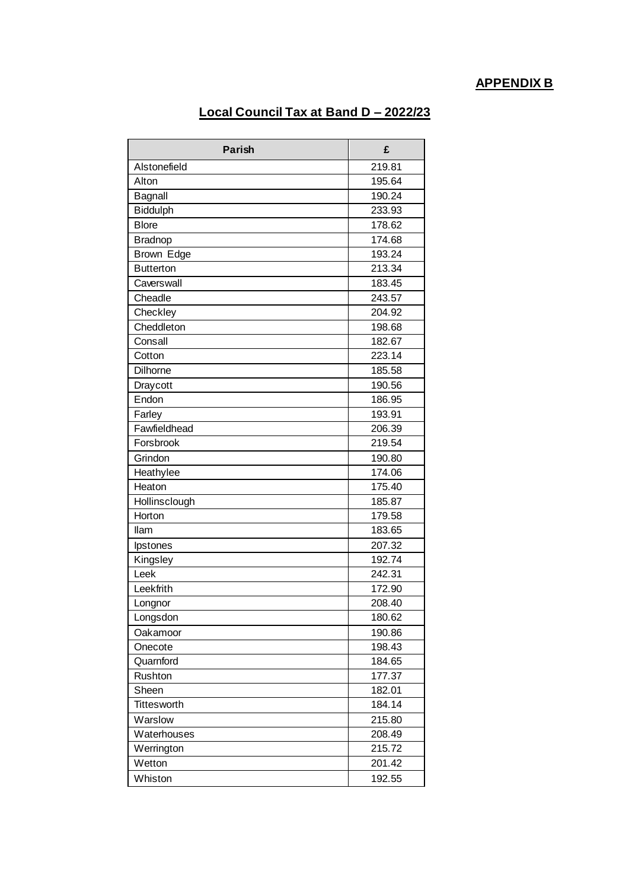**APPENDIX B**

## Local Council Tax at Band D – 2022/23

| Parish | £ |
|---|---|
| Alstonefield | 219.81 |
| Alton | 195.64 |
| Bagnall | 190.24 |
| Biddulph | 233.93 |
| Blore | 178.62 |
| Bradnop | 174.68 |
| Brown Edge | 193.24 |
| Butterton | 213.34 |
| Caverswall | 183.45 |
| Cheadle | 243.57 |
| Checkley | 204.92 |
| Cheddleton | 198.68 |
| Consall | 182.67 |
| Cotton | 223.14 |
| Dilhorne | 185.58 |
| Draycott | 190.56 |
| Endon | 186.95 |
| Farley | 193.91 |
| Fawfieldhead | 206.39 |
| Forsbrook | 219.54 |
| Grindon | 190.80 |
| Heathylee | 174.06 |
| Heaton | 175.40 |
| Hollinsclough | 185.87 |
| Horton | 179.58 |
| Ilam | 183.65 |
| Ipstones | 207.32 |
| Kingsley | 192.74 |
| Leek | 242.31 |
| Leekfrith | 172.90 |
| Longnor | 208.40 |
| Longsdon | 180.62 |
| Oakamoor | 190.86 |
| Onecote | 198.43 |
| Quarnford | 184.65 |
| Rushton | 177.37 |
| Sheen | 182.01 |
| Tittesworth | 184.14 |
| Warslow | 215.80 |
| Waterhouses | 208.49 |
| Werrington | 215.72 |
| Wetton | 201.42 |
| Whiston | 192.55 |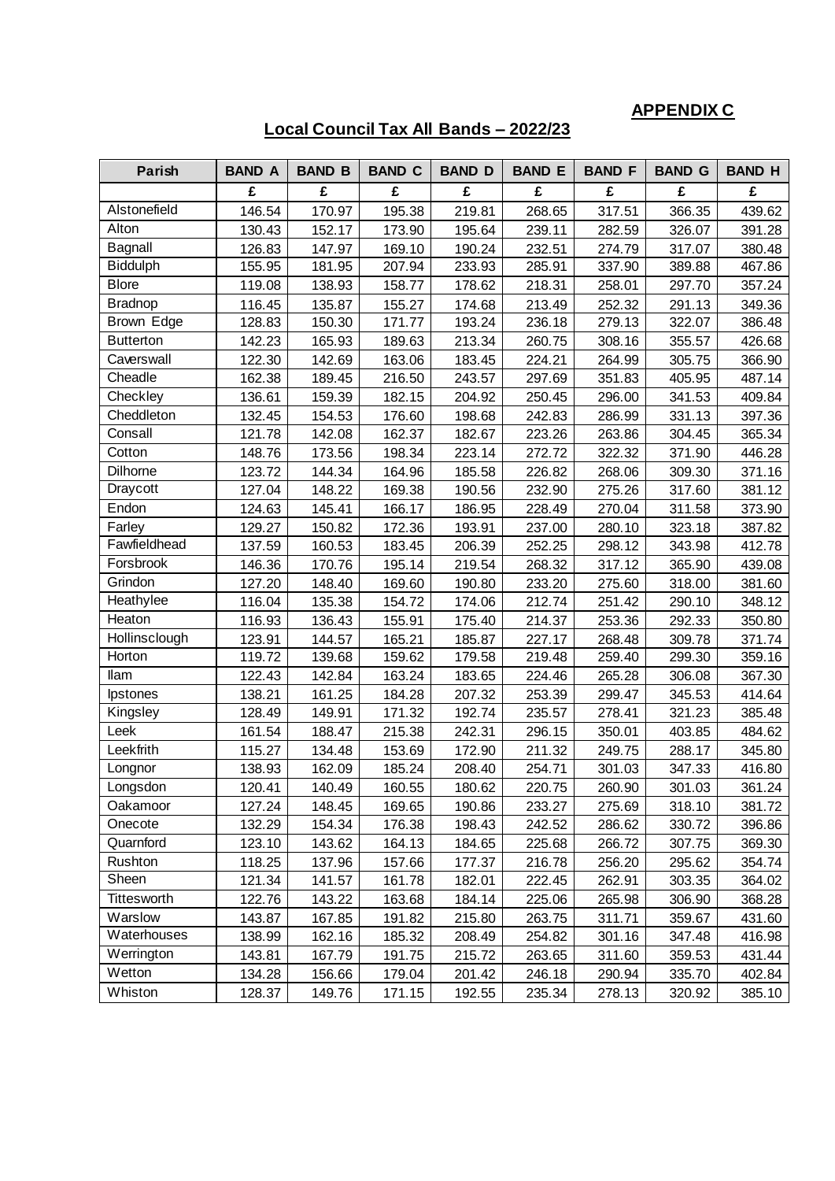**APPENDIX C**

## Local Council Tax All Bands – 2022/23

| Parish | BAND A | BAND B | BAND C | BAND D | BAND E | BAND F | BAND G | BAND H |
|---|---|---|---|---|---|---|---|---|
| | £ | £ | £ | £ | £ | £ | £ | £ |
| Alstonefield | 146.54 | 170.97 | 195.38 | 219.81 | 268.65 | 317.51 | 366.35 | 439.62 |
| Alton | 130.43 | 152.17 | 173.90 | 195.64 | 239.11 | 282.59 | 326.07 | 391.28 |
| Bagnall | 126.83 | 147.97 | 169.10 | 190.24 | 232.51 | 274.79 | 317.07 | 380.48 |
| Biddulph | 155.95 | 181.95 | 207.94 | 233.93 | 285.91 | 337.90 | 389.88 | 467.86 |
| Blore | 119.08 | 138.93 | 158.77 | 178.62 | 218.31 | 258.01 | 297.70 | 357.24 |
| Bradnop | 116.45 | 135.87 | 155.27 | 174.68 | 213.49 | 252.32 | 291.13 | 349.36 |
| Brown Edge | 128.83 | 150.30 | 171.77 | 193.24 | 236.18 | 279.13 | 322.07 | 386.48 |
| Butterton | 142.23 | 165.93 | 189.63 | 213.34 | 260.75 | 308.16 | 355.57 | 426.68 |
| Caverswall | 122.30 | 142.69 | 163.06 | 183.45 | 224.21 | 264.99 | 305.75 | 366.90 |
| Cheadle | 162.38 | 189.45 | 216.50 | 243.57 | 297.69 | 351.83 | 405.95 | 487.14 |
| Checkley | 136.61 | 159.39 | 182.15 | 204.92 | 250.45 | 296.00 | 341.53 | 409.84 |
| Cheddleton | 132.45 | 154.53 | 176.60 | 198.68 | 242.83 | 286.99 | 331.13 | 397.36 |
| Consall | 121.78 | 142.08 | 162.37 | 182.67 | 223.26 | 263.86 | 304.45 | 365.34 |
| Cotton | 148.76 | 173.56 | 198.34 | 223.14 | 272.72 | 322.32 | 371.90 | 446.28 |
| Dilhorne | 123.72 | 144.34 | 164.96 | 185.58 | 226.82 | 268.06 | 309.30 | 371.16 |
| Draycott | 127.04 | 148.22 | 169.38 | 190.56 | 232.90 | 275.26 | 317.60 | 381.12 |
| Endon | 124.63 | 145.41 | 166.17 | 186.95 | 228.49 | 270.04 | 311.58 | 373.90 |
| Farley | 129.27 | 150.82 | 172.36 | 193.91 | 237.00 | 280.10 | 323.18 | 387.82 |
| Fawfieldhead | 137.59 | 160.53 | 183.45 | 206.39 | 252.25 | 298.12 | 343.98 | 412.78 |
| Forsbrook | 146.36 | 170.76 | 195.14 | 219.54 | 268.32 | 317.12 | 365.90 | 439.08 |
| Grindon | 127.20 | 148.40 | 169.60 | 190.80 | 233.20 | 275.60 | 318.00 | 381.60 |
| Heathylee | 116.04 | 135.38 | 154.72 | 174.06 | 212.74 | 251.42 | 290.10 | 348.12 |
| Heaton | 116.93 | 136.43 | 155.91 | 175.40 | 214.37 | 253.36 | 292.33 | 350.80 |
| Hollinsclough | 123.91 | 144.57 | 165.21 | 185.87 | 227.17 | 268.48 | 309.78 | 371.74 |
| Horton | 119.72 | 139.68 | 159.62 | 179.58 | 219.48 | 259.40 | 299.30 | 359.16 |
| Ilam | 122.43 | 142.84 | 163.24 | 183.65 | 224.46 | 265.28 | 306.08 | 367.30 |
| Ipstones | 138.21 | 161.25 | 184.28 | 207.32 | 253.39 | 299.47 | 345.53 | 414.64 |
| Kingsley | 128.49 | 149.91 | 171.32 | 192.74 | 235.57 | 278.41 | 321.23 | 385.48 |
| Leek | 161.54 | 188.47 | 215.38 | 242.31 | 296.15 | 350.01 | 403.85 | 484.62 |
| Leekfrith | 115.27 | 134.48 | 153.69 | 172.90 | 211.32 | 249.75 | 288.17 | 345.80 |
| Longnor | 138.93 | 162.09 | 185.24 | 208.40 | 254.71 | 301.03 | 347.33 | 416.80 |
| Longsdon | 120.41 | 140.49 | 160.55 | 180.62 | 220.75 | 260.90 | 301.03 | 361.24 |
| Oakamoor | 127.24 | 148.45 | 169.65 | 190.86 | 233.27 | 275.69 | 318.10 | 381.72 |
| Onecote | 132.29 | 154.34 | 176.38 | 198.43 | 242.52 | 286.62 | 330.72 | 396.86 |
| Quarnford | 123.10 | 143.62 | 164.13 | 184.65 | 225.68 | 266.72 | 307.75 | 369.30 |
| Rushton | 118.25 | 137.96 | 157.66 | 177.37 | 216.78 | 256.20 | 295.62 | 354.74 |
| Sheen | 121.34 | 141.57 | 161.78 | 182.01 | 222.45 | 262.91 | 303.35 | 364.02 |
| Tittesworth | 122.76 | 143.22 | 163.68 | 184.14 | 225.06 | 265.98 | 306.90 | 368.28 |
| Warslow | 143.87 | 167.85 | 191.82 | 215.80 | 263.75 | 311.71 | 359.67 | 431.60 |
| Waterhouses | 138.99 | 162.16 | 185.32 | 208.49 | 254.82 | 301.16 | 347.48 | 416.98 |
| Werrington | 143.81 | 167.79 | 191.75 | 215.72 | 263.65 | 311.60 | 359.53 | 431.44 |
| Wetton | 134.28 | 156.66 | 179.04 | 201.42 | 246.18 | 290.94 | 335.70 | 402.84 |
| Whiston | 128.37 | 149.76 | 171.15 | 192.55 | 235.34 | 278.13 | 320.92 | 385.10 |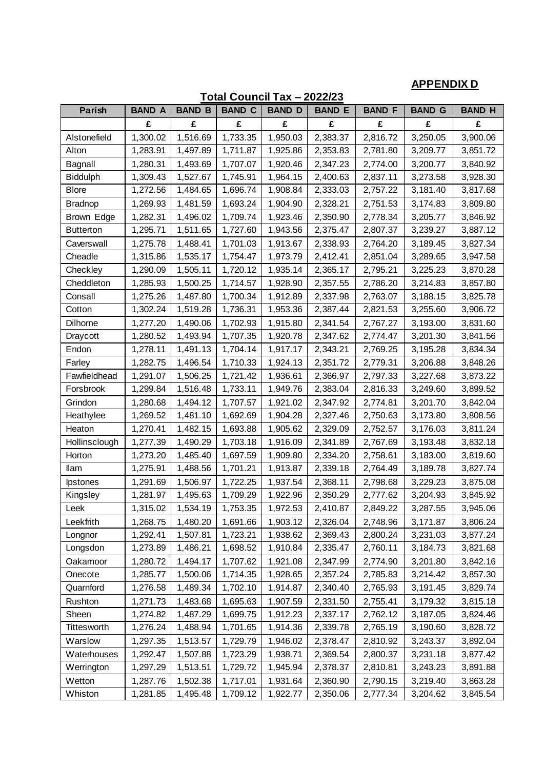**APPENDIX D**

## Total Council Tax – 2022/23

| Parish | BAND A | BAND B | BAND C | BAND D | BAND E | BAND F | BAND G | BAND H |
|---|---|---|---|---|---|---|---|---|
| | £ | £ | £ | £ | £ | £ | £ | £ |
| Alstonefield | 1,300.02 | 1,516.69 | 1,733.35 | 1,950.03 | 2,383.37 | 2,816.72 | 3,250.05 | 3,900.06 |
| Alton | 1,283.91 | 1,497.89 | 1,711.87 | 1,925.86 | 2,353.83 | 2,781.80 | 3,209.77 | 3,851.72 |
| Bagnall | 1,280.31 | 1,493.69 | 1,707.07 | 1,920.46 | 2,347.23 | 2,774.00 | 3,200.77 | 3,840.92 |
| Biddulph | 1,309.43 | 1,527.67 | 1,745.91 | 1,964.15 | 2,400.63 | 2,837.11 | 3,273.58 | 3,928.30 |
| Blore | 1,272.56 | 1,484.65 | 1,696.74 | 1,908.84 | 2,333.03 | 2,757.22 | 3,181.40 | 3,817.68 |
| Bradnop | 1,269.93 | 1,481.59 | 1,693.24 | 1,904.90 | 2,328.21 | 2,751.53 | 3,174.83 | 3,809.80 |
| Brown Edge | 1,282.31 | 1,496.02 | 1,709.74 | 1,923.46 | 2,350.90 | 2,778.34 | 3,205.77 | 3,846.92 |
| Butterton | 1,295.71 | 1,511.65 | 1,727.60 | 1,943.56 | 2,375.47 | 2,807.37 | 3,239.27 | 3,887.12 |
| Caverswall | 1,275.78 | 1,488.41 | 1,701.03 | 1,913.67 | 2,338.93 | 2,764.20 | 3,189.45 | 3,827.34 |
| Cheadle | 1,315.86 | 1,535.17 | 1,754.47 | 1,973.79 | 2,412.41 | 2,851.04 | 3,289.65 | 3,947.58 |
| Checkley | 1,290.09 | 1,505.11 | 1,720.12 | 1,935.14 | 2,365.17 | 2,795.21 | 3,225.23 | 3,870.28 |
| Cheddleton | 1,285.93 | 1,500.25 | 1,714.57 | 1,928.90 | 2,357.55 | 2,786.20 | 3,214.83 | 3,857.80 |
| Consall | 1,275.26 | 1,487.80 | 1,700.34 | 1,912.89 | 2,337.98 | 2,763.07 | 3,188.15 | 3,825.78 |
| Cotton | 1,302.24 | 1,519.28 | 1,736.31 | 1,953.36 | 2,387.44 | 2,821.53 | 3,255.60 | 3,906.72 |
| Dilhorne | 1,277.20 | 1,490.06 | 1,702.93 | 1,915.80 | 2,341.54 | 2,767.27 | 3,193.00 | 3,831.60 |
| Draycott | 1,280.52 | 1,493.94 | 1,707.35 | 1,920.78 | 2,347.62 | 2,774.47 | 3,201.30 | 3,841.56 |
| Endon | 1,278.11 | 1,491.13 | 1,704.14 | 1,917.17 | 2,343.21 | 2,769.25 | 3,195.28 | 3,834.34 |
| Farley | 1,282.75 | 1,496.54 | 1,710.33 | 1,924.13 | 2,351.72 | 2,779.31 | 3,206.88 | 3,848.26 |
| Fawfieldhead | 1,291.07 | 1,506.25 | 1,721.42 | 1,936.61 | 2,366.97 | 2,797.33 | 3,227.68 | 3,873.22 |
| Forsbrook | 1,299.84 | 1,516.48 | 1,733.11 | 1,949.76 | 2,383.04 | 2,816.33 | 3,249.60 | 3,899.52 |
| Grindon | 1,280.68 | 1,494.12 | 1,707.57 | 1,921.02 | 2,347.92 | 2,774.81 | 3,201.70 | 3,842.04 |
| Heathylee | 1,269.52 | 1,481.10 | 1,692.69 | 1,904.28 | 2,327.46 | 2,750.63 | 3,173.80 | 3,808.56 |
| Heaton | 1,270.41 | 1,482.15 | 1,693.88 | 1,905.62 | 2,329.09 | 2,752.57 | 3,176.03 | 3,811.24 |
| Hollinsclough | 1,277.39 | 1,490.29 | 1,703.18 | 1,916.09 | 2,341.89 | 2,767.69 | 3,193.48 | 3,832.18 |
| Horton | 1,273.20 | 1,485.40 | 1,697.59 | 1,909.80 | 2,334.20 | 2,758.61 | 3,183.00 | 3,819.60 |
| Ilam | 1,275.91 | 1,488.56 | 1,701.21 | 1,913.87 | 2,339.18 | 2,764.49 | 3,189.78 | 3,827.74 |
| Ipstones | 1,291.69 | 1,506.97 | 1,722.25 | 1,937.54 | 2,368.11 | 2,798.68 | 3,229.23 | 3,875.08 |
| Kingsley | 1,281.97 | 1,495.63 | 1,709.29 | 1,922.96 | 2,350.29 | 2,777.62 | 3,204.93 | 3,845.92 |
| Leek | 1,315.02 | 1,534.19 | 1,753.35 | 1,972.53 | 2,410.87 | 2,849.22 | 3,287.55 | 3,945.06 |
| Leekfrith | 1,268.75 | 1,480.20 | 1,691.66 | 1,903.12 | 2,326.04 | 2,748.96 | 3,171.87 | 3,806.24 |
| Longnor | 1,292.41 | 1,507.81 | 1,723.21 | 1,938.62 | 2,369.43 | 2,800.24 | 3,231.03 | 3,877.24 |
| Longsdon | 1,273.89 | 1,486.21 | 1,698.52 | 1,910.84 | 2,335.47 | 2,760.11 | 3,184.73 | 3,821.68 |
| Oakamoor | 1,280.72 | 1,494.17 | 1,707.62 | 1,921.08 | 2,347.99 | 2,774.90 | 3,201.80 | 3,842.16 |
| Onecote | 1,285.77 | 1,500.06 | 1,714.35 | 1,928.65 | 2,357.24 | 2,785.83 | 3,214.42 | 3,857.30 |
| Quarnford | 1,276.58 | 1,489.34 | 1,702.10 | 1,914.87 | 2,340.40 | 2,765.93 | 3,191.45 | 3,829.74 |
| Rushton | 1,271.73 | 1,483.68 | 1,695.63 | 1,907.59 | 2,331.50 | 2,755.41 | 3,179.32 | 3,815.18 |
| Sheen | 1,274.82 | 1,487.29 | 1,699.75 | 1,912.23 | 2,337.17 | 2,762.12 | 3,187.05 | 3,824.46 |
| Tittesworth | 1,276.24 | 1,488.94 | 1,701.65 | 1,914.36 | 2,339.78 | 2,765.19 | 3,190.60 | 3,828.72 |
| Warslow | 1,297.35 | 1,513.57 | 1,729.79 | 1,946.02 | 2,378.47 | 2,810.92 | 3,243.37 | 3,892.04 |
| Waterhouses | 1,292.47 | 1,507.88 | 1,723.29 | 1,938.71 | 2,369.54 | 2,800.37 | 3,231.18 | 3,877.42 |
| Werrington | 1,297.29 | 1,513.51 | 1,729.72 | 1,945.94 | 2,378.37 | 2,810.81 | 3,243.23 | 3,891.88 |
| Wetton | 1,287.76 | 1,502.38 | 1,717.01 | 1,931.64 | 2,360.90 | 2,790.15 | 3,219.40 | 3,863.28 |
| Whiston | 1,281.85 | 1,495.48 | 1,709.12 | 1,922.77 | 2,350.06 | 2,777.34 | 3,204.62 | 3,845.54 |